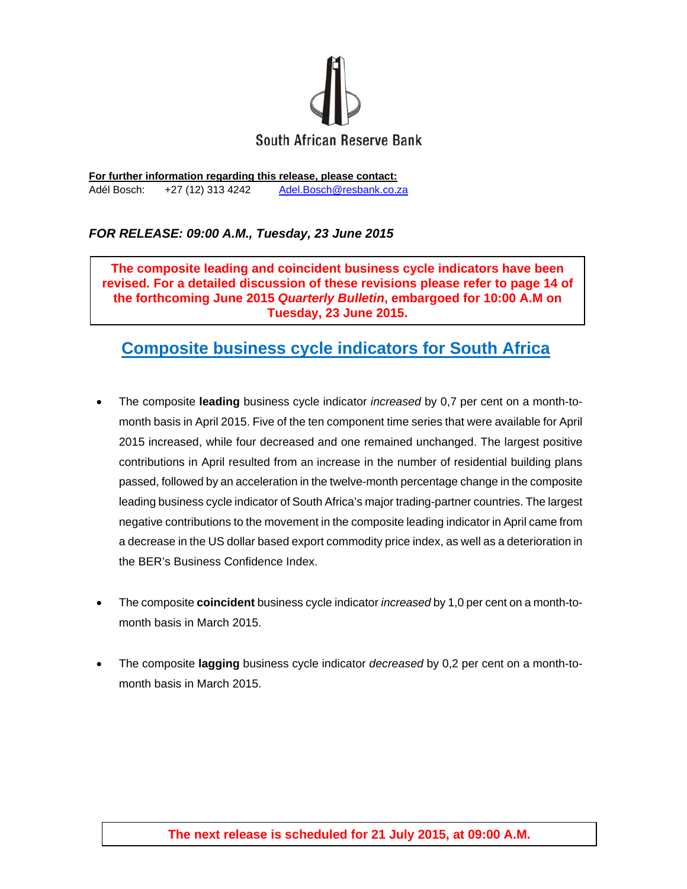South African Reserve Bank

**For further information regarding this release, please contact:**
Adél Bosch: +27 (12) 313 4242 Adel.Bosch@resbank.co.za

***FOR RELEASE: 09:00 A.M., Tuesday, 23 June 2015***

**The composite leading and coincident business cycle indicators have been revised. For a detailed discussion of these revisions please refer to page 14 of the forthcoming June 2015 *Quarterly Bulletin*, embargoed for 10:00 A.M on Tuesday, 23 June 2015.**

# Composite business cycle indicators for South Africa

- The composite **leading** business cycle indicator *increased* by 0,7 per cent on a month-to-month basis in April 2015. Five of the ten component time series that were available for April 2015 increased, while four decreased and one remained unchanged. The largest positive contributions in April resulted from an increase in the number of residential building plans passed, followed by an acceleration in the twelve-month percentage change in the composite leading business cycle indicator of South Africa's major trading-partner countries. The largest negative contributions to the movement in the composite leading indicator in April came from a decrease in the US dollar based export commodity price index, as well as a deterioration in the BER's Business Confidence Index.

- The composite **coincident** business cycle indicator *increased* by 1,0 per cent on a month-to-month basis in March 2015.

- The composite **lagging** business cycle indicator *decreased* by 0,2 per cent on a month-to-month basis in March 2015.

**The next release is scheduled for 21 July 2015, at 09:00 A.M.**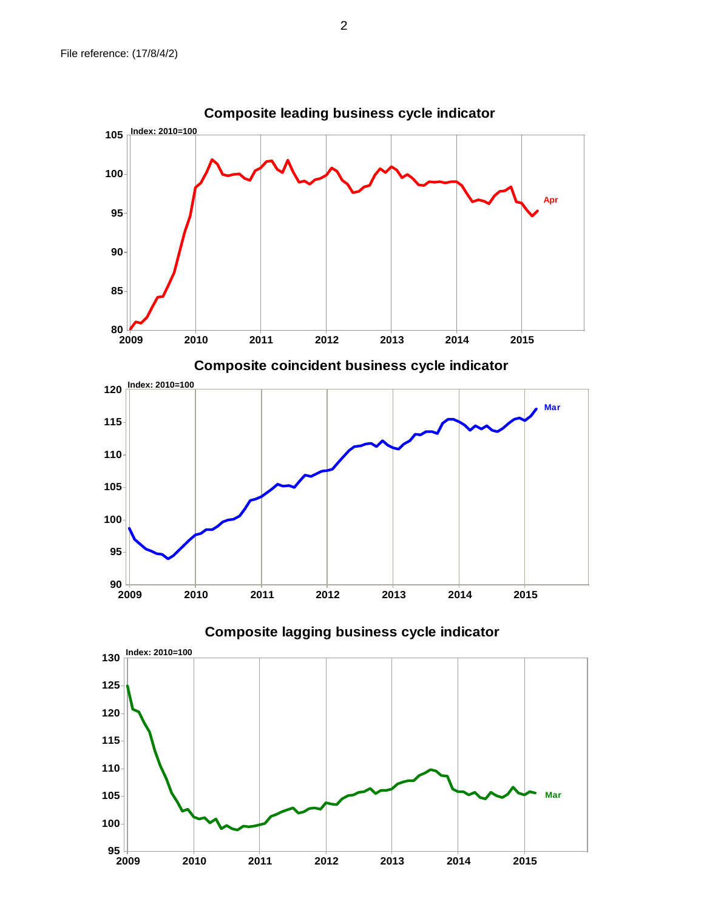File reference: (17/8/4/2)

## Composite leading business cycle indicator

Index: 2010=100

Apr

## Composite coincident business cycle indicator

Index: 2010=100

Mar

## Composite lagging business cycle indicator

Index: 2010=100

Mar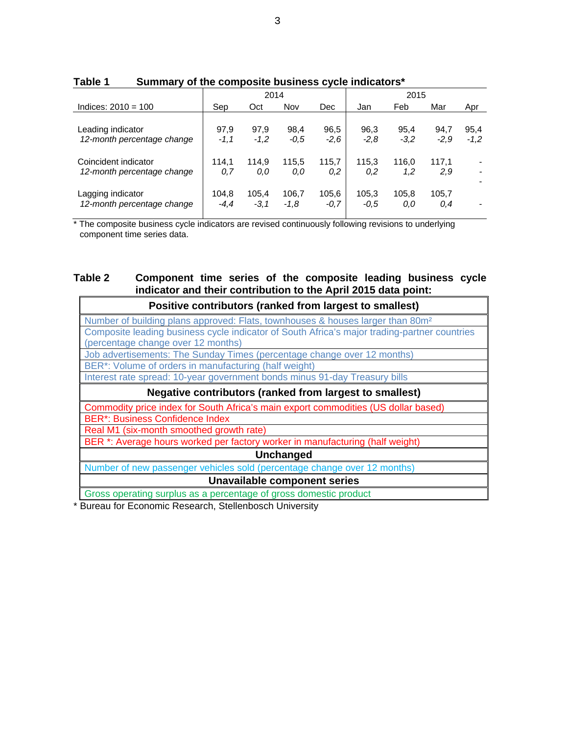**Table 1 Summary of the composite business cycle indicators***

| | 2014 | | | | 2015 | | | |
|---|---|---|---|---|---|---|---|---|
| Indices: 2010 = 100 | Sep | Oct | Nov | Dec | Jan | Feb | Mar | Apr |
| Leading indicator | 97,9 | 97,9 | 98,4 | 96,5 | 96,3 | 95,4 | 94,7 | 95,4 |
| *12-month percentage change* | *-1,1* | *-1,2* | *-0,5* | *-2,6* | *-2,8* | *-3,2* | *-2,9* | *-1,2* |
| Coincident indicator | 114,1 | 114,9 | 115,5 | 115,7 | 115,3 | 116,0 | 117,1 | - |
| *12-month percentage change* | *0,7* | *0,0* | *0,0* | *0,2* | *0,2* | *1,2* | *2,9* | - |
| Lagging indicator | 104,8 | 105,4 | 106,7 | 105,6 | 105,3 | 105,8 | 105,7 | - |
| *12-month percentage change* | *-4,4* | *-3,1* | *-1,8* | *-0,7* | *-0,5* | *0,0* | *0,4* | - |

* The composite business cycle indicators are revised continuously following revisions to underlying component time series data.

**Table 2 Component time series of the composite leading business cycle indicator and their contribution to the April 2015 data point:**

| **Positive contributors (ranked from largest to smallest)** |
|---|
| Number of building plans approved: Flats, townhouses & houses larger than 80m² |
| Composite leading business cycle indicator of South Africa's major trading-partner countries (percentage change over 12 months) |
| Job advertisements: The Sunday Times (percentage change over 12 months) |
| BER*: Volume of orders in manufacturing (half weight) |
| Interest rate spread: 10-year government bonds minus 91-day Treasury bills |
| **Negative contributors (ranked from largest to smallest)** |
| Commodity price index for South Africa's main export commodities (US dollar based) |
| BER*: Business Confidence Index |
| Real M1 (six-month smoothed growth rate) |
| BER *: Average hours worked per factory worker in manufacturing (half weight) |
| **Unchanged** |
| Number of new passenger vehicles sold (percentage change over 12 months) |
| **Unavailable component series** |
| Gross operating surplus as a percentage of gross domestic product |

* Bureau for Economic Research, Stellenbosch University